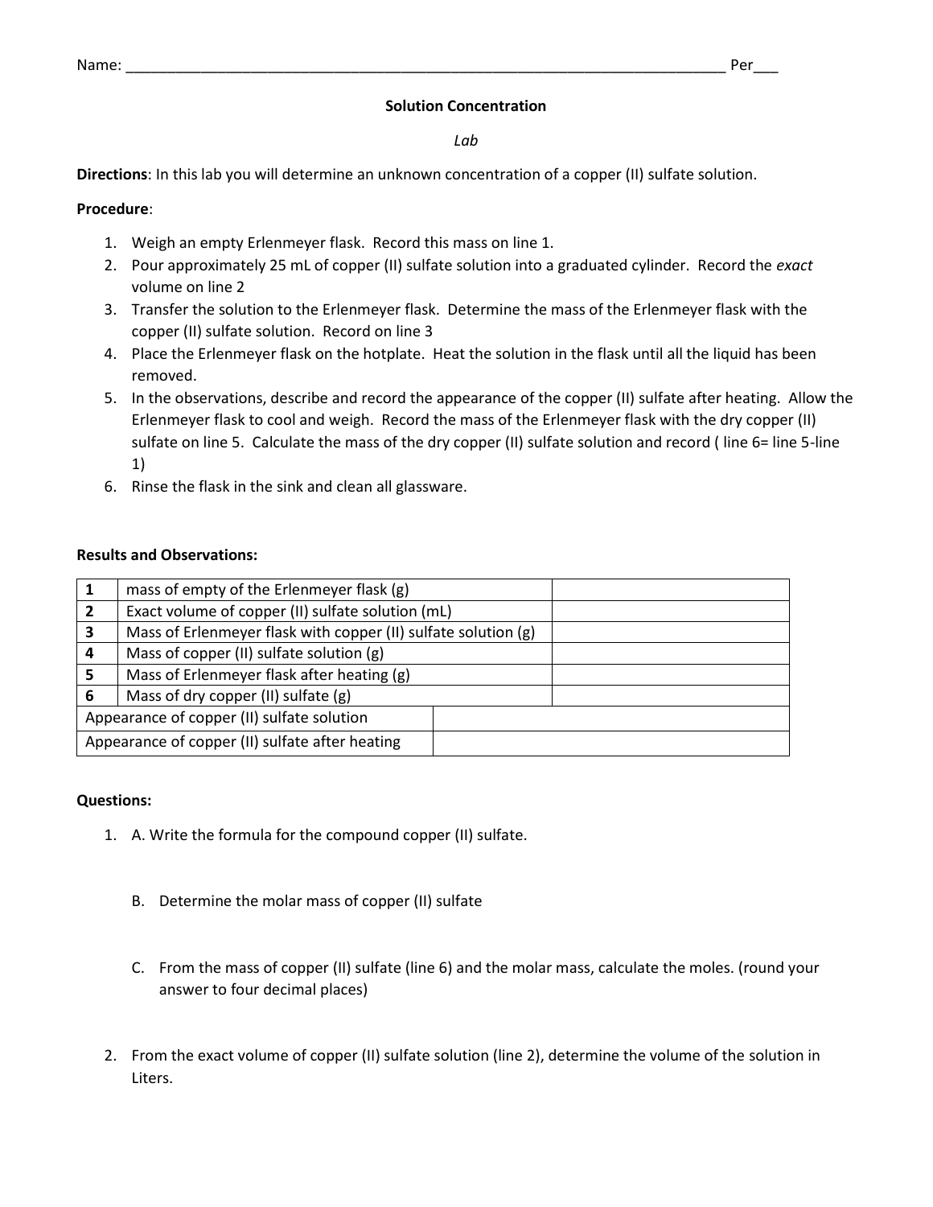Name: ___________________________________________________________________________ Per___

# Solution Concentration

*Lab*

**Directions**: In this lab you will determine an unknown concentration of a copper (II) sulfate solution.

**Procedure**:

1. Weigh an empty Erlenmeyer flask. Record this mass on line 1.
2. Pour approximately 25 mL of copper (II) sulfate solution into a graduated cylinder. Record the *exact* volume on line 2
3. Transfer the solution to the Erlenmeyer flask. Determine the mass of the Erlenmeyer flask with the copper (II) sulfate solution. Record on line 3
4. Place the Erlenmeyer flask on the hotplate. Heat the solution in the flask until all the liquid has been removed.
5. In the observations, describe and record the appearance of the copper (II) sulfate after heating. Allow the Erlenmeyer flask to cool and weigh. Record the mass of the Erlenmeyer flask with the dry copper (II) sulfate on line 5. Calculate the mass of the dry copper (II) sulfate solution and record ( line 6= line 5-line 1)
6. Rinse the flask in the sink and clean all glassware.

**Results and Observations:**

| | | |
|---|---|---|
| 1 | mass of empty of the Erlenmeyer flask (g) | |
| 2 | Exact volume of copper (II) sulfate solution (mL) | |
| 3 | Mass of Erlenmeyer flask with copper (II) sulfate solution (g) | |
| 4 | Mass of copper (II) sulfate solution (g) | |
| 5 | Mass of Erlenmeyer flask after heating (g) | |
| 6 | Mass of dry copper (II) sulfate (g) | |
| Appearance of copper (II) sulfate solution | | |
| Appearance of copper (II) sulfate after heating | | |

**Questions:**

1. A. Write the formula for the compound copper (II) sulfate.

   B. Determine the molar mass of copper (II) sulfate

   C. From the mass of copper (II) sulfate (line 6) and the molar mass, calculate the moles. (round your answer to four decimal places)

2. From the exact volume of copper (II) sulfate solution (line 2), determine the volume of the solution in Liters.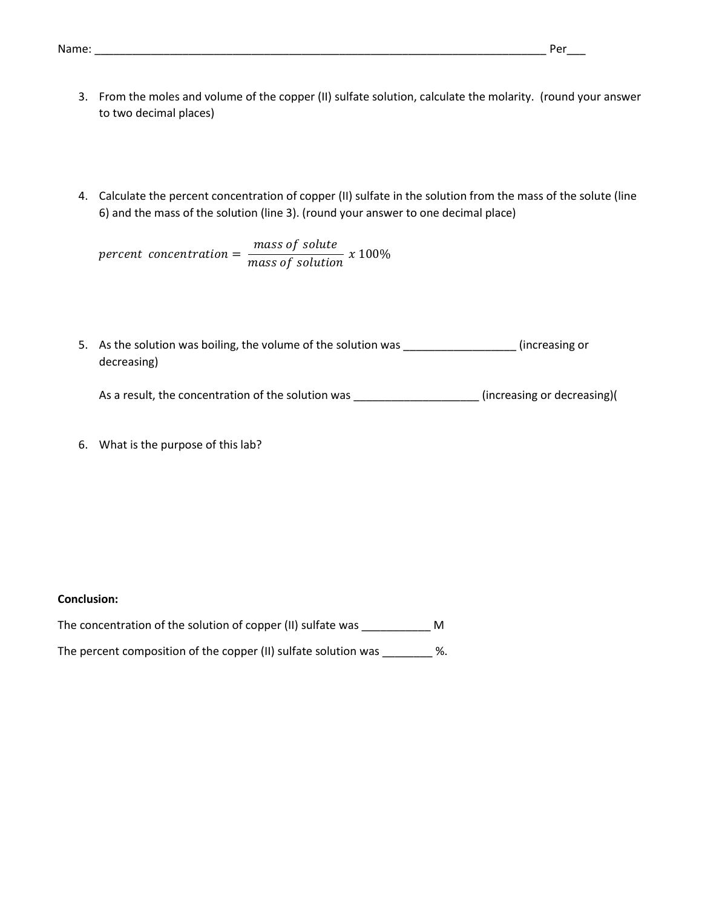Name: ___________________________________________________________________________ Per___

3. From the moles and volume of the copper (II) sulfate solution, calculate the molarity. (round your answer to two decimal places)

4. Calculate the percent concentration of copper (II) sulfate in the solution from the mass of the solute (line 6) and the mass of the solution (line 3). (round your answer to one decimal place)

$$percent\ concentration = \frac{mass\ of\ solute}{mass\ of\ solution}\ x\ 100\%$$

5. As the solution was boiling, the volume of the solution was __________________ (increasing or decreasing)

   As a result, the concentration of the solution was ____________________ (increasing or decreasing)(

6. What is the purpose of this lab?

**Conclusion:**

The concentration of the solution of copper (II) sulfate was ___________ M

The percent composition of the copper (II) sulfate solution was ________ %.